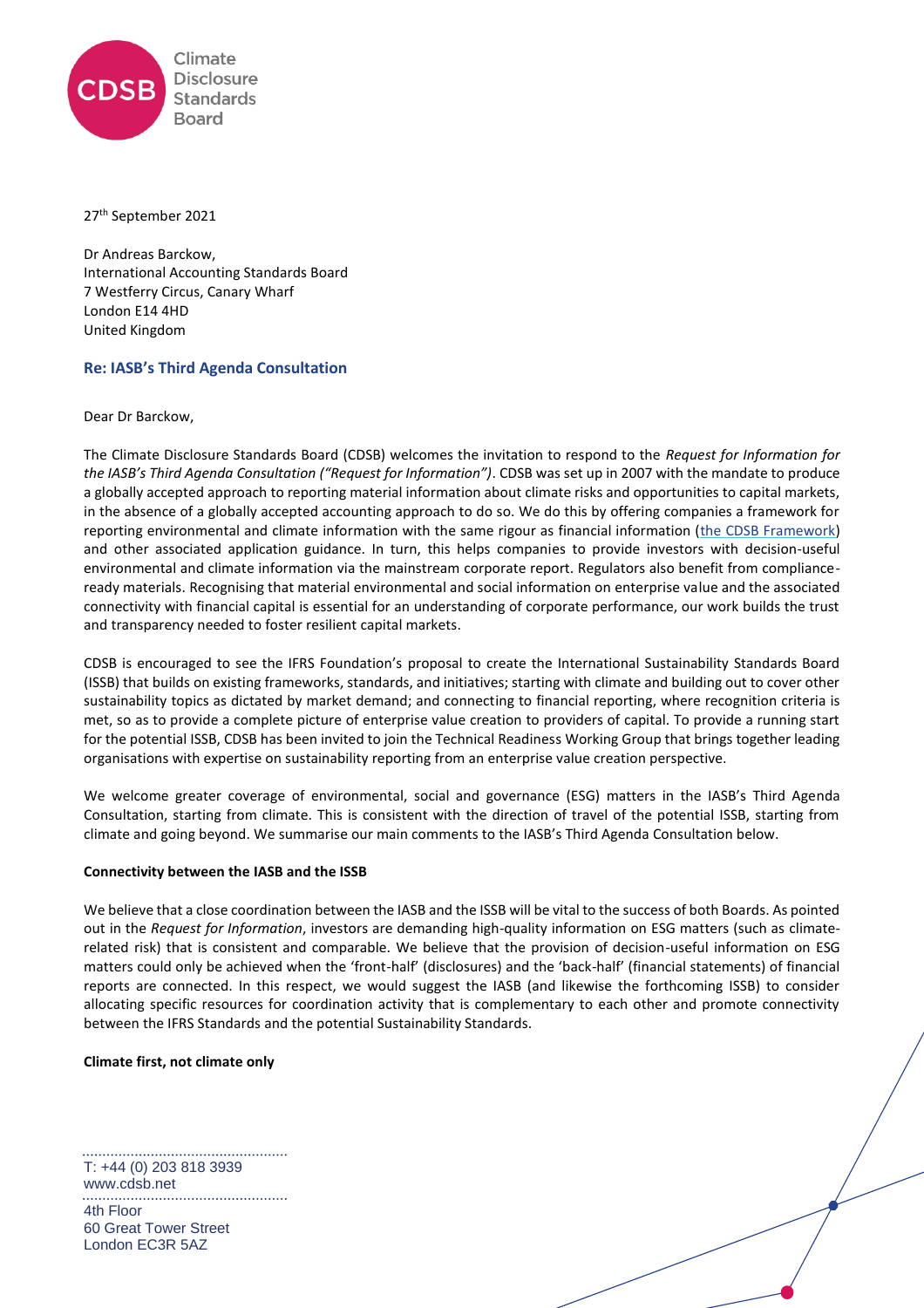Climate Disclosure Standards Board

27th September 2021

Dr Andreas Barckow,
International Accounting Standards Board
7 Westferry Circus, Canary Wharf
London E14 4HD
United Kingdom

**Re: IASB's Third Agenda Consultation**

Dear Dr Barckow,

The Climate Disclosure Standards Board (CDSB) welcomes the invitation to respond to the *Request for Information for the IASB's Third Agenda Consultation ("Request for Information")*. CDSB was set up in 2007 with the mandate to produce a globally accepted approach to reporting material information about climate risks and opportunities to capital markets, in the absence of a globally accepted accounting approach to do so. We do this by offering companies a framework for reporting environmental and climate information with the same rigour as financial information (the CDSB Framework) and other associated application guidance. In turn, this helps companies to provide investors with decision-useful environmental and climate information via the mainstream corporate report. Regulators also benefit from compliance-ready materials. Recognising that material environmental and social information on enterprise value and the associated connectivity with financial capital is essential for an understanding of corporate performance, our work builds the trust and transparency needed to foster resilient capital markets.

CDSB is encouraged to see the IFRS Foundation's proposal to create the International Sustainability Standards Board (ISSB) that builds on existing frameworks, standards, and initiatives; starting with climate and building out to cover other sustainability topics as dictated by market demand; and connecting to financial reporting, where recognition criteria is met, so as to provide a complete picture of enterprise value creation to providers of capital. To provide a running start for the potential ISSB, CDSB has been invited to join the Technical Readiness Working Group that brings together leading organisations with expertise on sustainability reporting from an enterprise value creation perspective.

We welcome greater coverage of environmental, social and governance (ESG) matters in the IASB's Third Agenda Consultation, starting from climate. This is consistent with the direction of travel of the potential ISSB, starting from climate and going beyond. We summarise our main comments to the IASB's Third Agenda Consultation below.

**Connectivity between the IASB and the ISSB**

We believe that a close coordination between the IASB and the ISSB will be vital to the success of both Boards. As pointed out in the *Request for Information*, investors are demanding high-quality information on ESG matters (such as climate-related risk) that is consistent and comparable. We believe that the provision of decision-useful information on ESG matters could only be achieved when the 'front-half' (disclosures) and the 'back-half' (financial statements) of financial reports are connected. In this respect, we would suggest the IASB (and likewise the forthcoming ISSB) to consider allocating specific resources for coordination activity that is complementary to each other and promote connectivity between the IFRS Standards and the potential Sustainability Standards.

**Climate first, not climate only**

T: +44 (0) 203 818 3939
www.cdsb.net

4th Floor
60 Great Tower Street
London EC3R 5AZ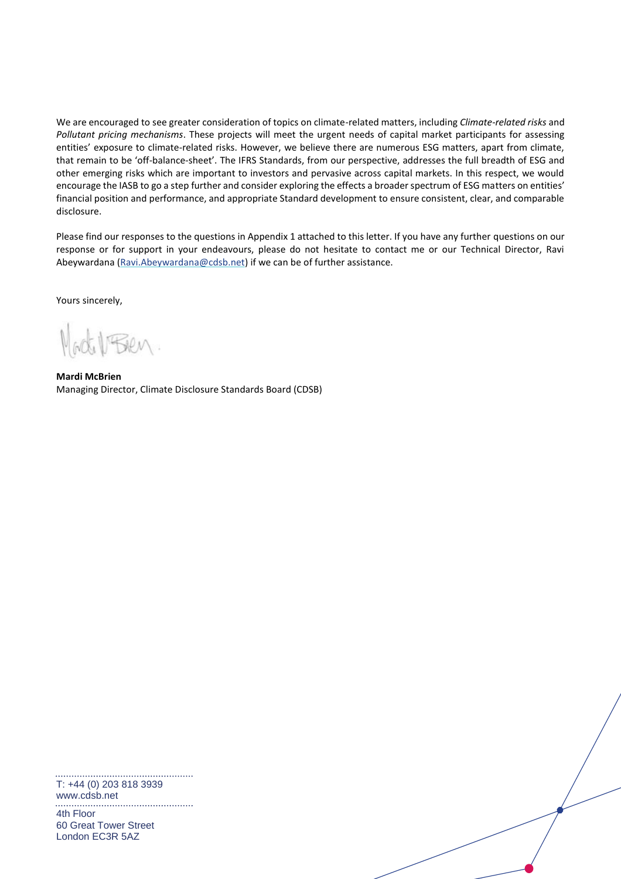We are encouraged to see greater consideration of topics on climate-related matters, including *Climate-related risks* and *Pollutant pricing mechanisms*. These projects will meet the urgent needs of capital market participants for assessing entities' exposure to climate-related risks. However, we believe there are numerous ESG matters, apart from climate, that remain to be 'off-balance-sheet'. The IFRS Standards, from our perspective, addresses the full breadth of ESG and other emerging risks which are important to investors and pervasive across capital markets. In this respect, we would encourage the IASB to go a step further and consider exploring the effects a broader spectrum of ESG matters on entities' financial position and performance, and appropriate Standard development to ensure consistent, clear, and comparable disclosure.

Please find our responses to the questions in Appendix 1 attached to this letter. If you have any further questions on our response or for support in your endeavours, please do not hesitate to contact me or our Technical Director, Ravi Abeywardana (Ravi.Abeywardana@cdsb.net) if we can be of further assistance.

Yours sincerely,

**Mardi McBrien**
Managing Director, Climate Disclosure Standards Board (CDSB)

T: +44 (0) 203 818 3939
www.cdsb.net

4th Floor
60 Great Tower Street
London EC3R 5AZ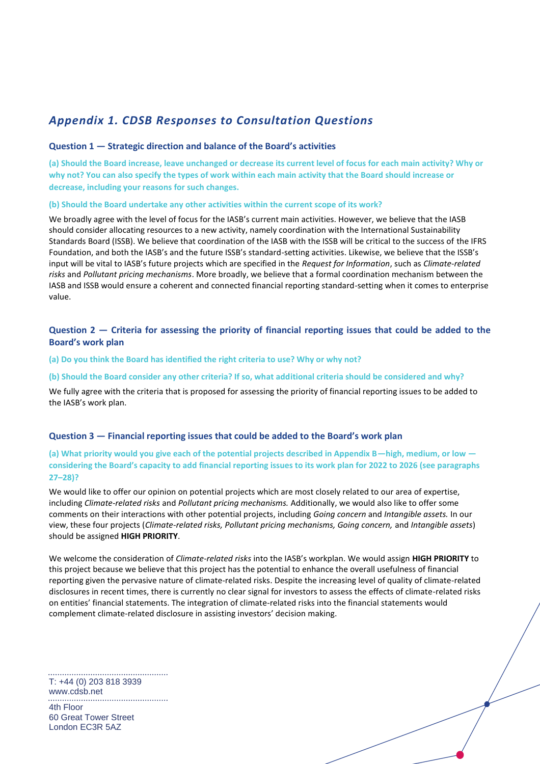## *Appendix 1. CDSB Responses to Consultation Questions*

### Question 1 — Strategic direction and balance of the Board's activities

**(a) Should the Board increase, leave unchanged or decrease its current level of focus for each main activity? Why or why not? You can also specify the types of work within each main activity that the Board should increase or decrease, including your reasons for such changes.**

**(b) Should the Board undertake any other activities within the current scope of its work?**

We broadly agree with the level of focus for the IASB's current main activities. However, we believe that the IASB should consider allocating resources to a new activity, namely coordination with the International Sustainability Standards Board (ISSB). We believe that coordination of the IASB with the ISSB will be critical to the success of the IFRS Foundation, and both the IASB's and the future ISSB's standard-setting activities. Likewise, we believe that the ISSB's input will be vital to IASB's future projects which are specified in the *Request for Information*, such as *Climate-related risks* and *Pollutant pricing mechanisms*. More broadly, we believe that a formal coordination mechanism between the IASB and ISSB would ensure a coherent and connected financial reporting standard-setting when it comes to enterprise value.

### Question 2 — Criteria for assessing the priority of financial reporting issues that could be added to the Board's work plan

**(a) Do you think the Board has identified the right criteria to use? Why or why not?**

**(b) Should the Board consider any other criteria? If so, what additional criteria should be considered and why?**

We fully agree with the criteria that is proposed for assessing the priority of financial reporting issues to be added to the IASB's work plan.

### Question 3 — Financial reporting issues that could be added to the Board's work plan

**(a) What priority would you give each of the potential projects described in Appendix B—high, medium, or low — considering the Board's capacity to add financial reporting issues to its work plan for 2022 to 2026 (see paragraphs 27–28)?**

We would like to offer our opinion on potential projects which are most closely related to our area of expertise, including *Climate-related risks* and *Pollutant pricing mechanisms.* Additionally, we would also like to offer some comments on their interactions with other potential projects, including *Going concern* and *Intangible assets.* In our view, these four projects (*Climate-related risks, Pollutant pricing mechanisms, Going concern,* and *Intangible assets*) should be assigned **HIGH PRIORITY**.

We welcome the consideration of *Climate-related risks* into the IASB's workplan. We would assign **HIGH PRIORITY** to this project because we believe that this project has the potential to enhance the overall usefulness of financial reporting given the pervasive nature of climate-related risks. Despite the increasing level of quality of climate-related disclosures in recent times, there is currently no clear signal for investors to assess the effects of climate-related risks on entities' financial statements. The integration of climate-related risks into the financial statements would complement climate-related disclosure in assisting investors' decision making.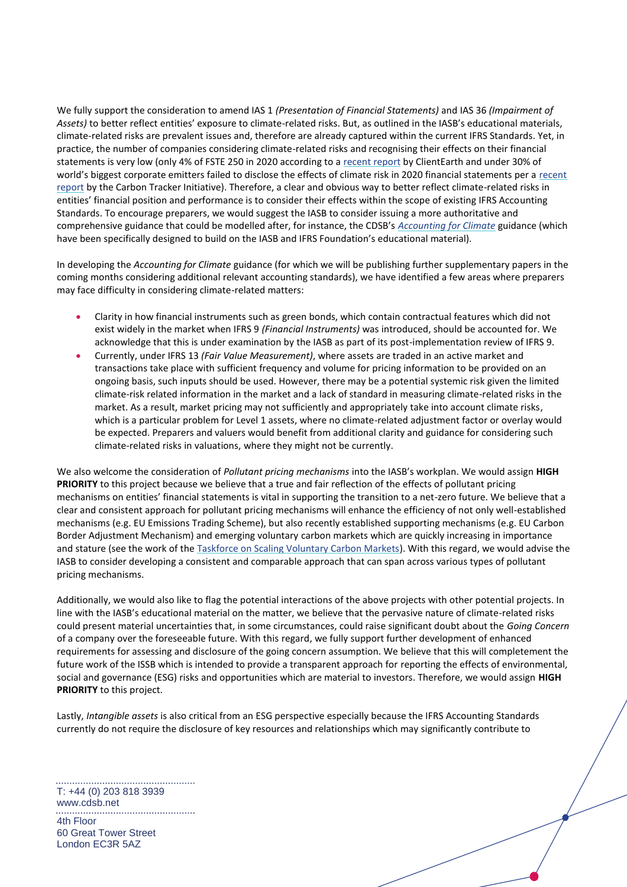We fully support the consideration to amend IAS 1 *(Presentation of Financial Statements)* and IAS 36 *(Impairment of Assets)* to better reflect entities' exposure to climate-related risks. But, as outlined in the IASB's educational materials, climate-related risks are prevalent issues and, therefore are already captured within the current IFRS Standards. Yet, in practice, the number of companies considering climate-related risks and recognising their effects on their financial statements is very low (only 4% of FSTE 250 in 2020 according to a recent report by ClientEarth and under 30% of world's biggest corporate emitters failed to disclose the effects of climate risk in 2020 financial statements per a recent report by the Carbon Tracker Initiative). Therefore, a clear and obvious way to better reflect climate-related risks in entities' financial position and performance is to consider their effects within the scope of existing IFRS Accounting Standards. To encourage preparers, we would suggest the IASB to consider issuing a more authoritative and comprehensive guidance that could be modelled after, for instance, the CDSB's *Accounting for Climate* guidance (which have been specifically designed to build on the IASB and IFRS Foundation's educational material).

In developing the *Accounting for Climate* guidance (for which we will be publishing further supplementary papers in the coming months considering additional relevant accounting standards), we have identified a few areas where preparers may face difficulty in considering climate-related matters:

- Clarity in how financial instruments such as green bonds, which contain contractual features which did not exist widely in the market when IFRS 9 *(Financial Instruments)* was introduced, should be accounted for. We acknowledge that this is under examination by the IASB as part of its post-implementation review of IFRS 9.
- Currently, under IFRS 13 *(Fair Value Measurement)*, where assets are traded in an active market and transactions take place with sufficient frequency and volume for pricing information to be provided on an ongoing basis, such inputs should be used. However, there may be a potential systemic risk given the limited climate-risk related information in the market and a lack of standard in measuring climate-related risks in the market. As a result, market pricing may not sufficiently and appropriately take into account climate risks, which is a particular problem for Level 1 assets, where no climate-related adjustment factor or overlay would be expected. Preparers and valuers would benefit from additional clarity and guidance for considering such climate-related risks in valuations, where they might not be currently.

We also welcome the consideration of *Pollutant pricing mechanisms* into the IASB's workplan. We would assign **HIGH PRIORITY** to this project because we believe that a true and fair reflection of the effects of pollutant pricing mechanisms on entities' financial statements is vital in supporting the transition to a net-zero future. We believe that a clear and consistent approach for pollutant pricing mechanisms will enhance the efficiency of not only well-established mechanisms (e.g. EU Emissions Trading Scheme), but also recently established supporting mechanisms (e.g. EU Carbon Border Adjustment Mechanism) and emerging voluntary carbon markets which are quickly increasing in importance and stature (see the work of the Taskforce on Scaling Voluntary Carbon Markets). With this regard, we would advise the IASB to consider developing a consistent and comparable approach that can span across various types of pollutant pricing mechanisms.

Additionally, we would also like to flag the potential interactions of the above projects with other potential projects. In line with the IASB's educational material on the matter, we believe that the pervasive nature of climate-related risks could present material uncertainties that, in some circumstances, could raise significant doubt about the *Going Concern* of a company over the foreseeable future. With this regard, we fully support further development of enhanced requirements for assessing and disclosure of the going concern assumption. We believe that this will completement the future work of the ISSB which is intended to provide a transparent approach for reporting the effects of environmental, social and governance (ESG) risks and opportunities which are material to investors. Therefore, we would assign **HIGH PRIORITY** to this project.

Lastly, *Intangible assets* is also critical from an ESG perspective especially because the IFRS Accounting Standards currently do not require the disclosure of key resources and relationships which may significantly contribute to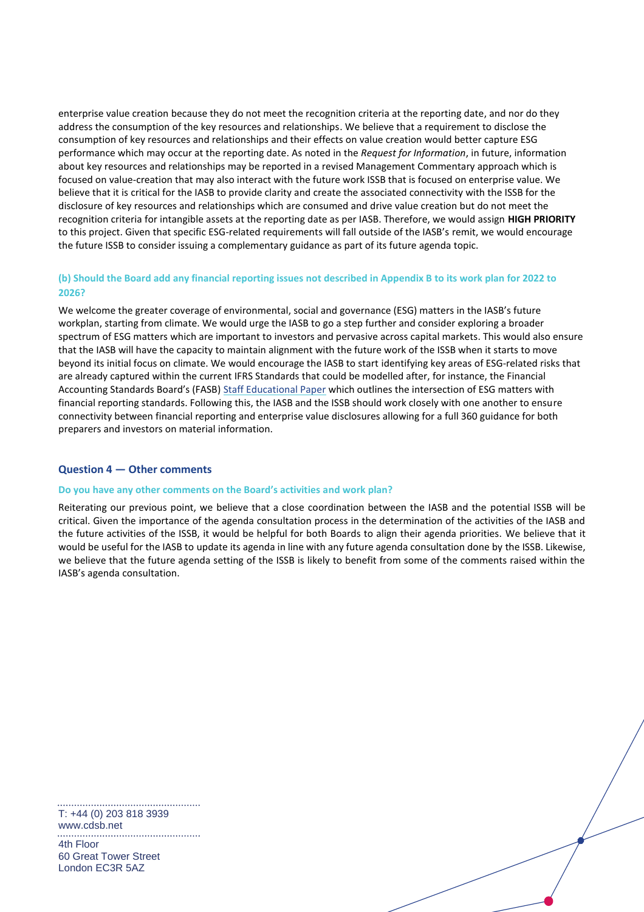enterprise value creation because they do not meet the recognition criteria at the reporting date, and nor do they address the consumption of the key resources and relationships. We believe that a requirement to disclose the consumption of key resources and relationships and their effects on value creation would better capture ESG performance which may occur at the reporting date. As noted in the *Request for Information*, in future, information about key resources and relationships may be reported in a revised Management Commentary approach which is focused on value-creation that may also interact with the future work ISSB that is focused on enterprise value. We believe that it is critical for the IASB to provide clarity and create the associated connectivity with the ISSB for the disclosure of key resources and relationships which are consumed and drive value creation but do not meet the recognition criteria for intangible assets at the reporting date as per IASB. Therefore, we would assign **HIGH PRIORITY** to this project. Given that specific ESG-related requirements will fall outside of the IASB's remit, we would encourage the future ISSB to consider issuing a complementary guidance as part of its future agenda topic.

#### (b) Should the Board add any financial reporting issues not described in Appendix B to its work plan for 2022 to 2026?

We welcome the greater coverage of environmental, social and governance (ESG) matters in the IASB's future workplan, starting from climate. We would urge the IASB to go a step further and consider exploring a broader spectrum of ESG matters which are important to investors and pervasive across capital markets. This would also ensure that the IASB will have the capacity to maintain alignment with the future work of the ISSB when it starts to move beyond its initial focus on climate. We would encourage the IASB to start identifying key areas of ESG-related risks that are already captured within the current IFRS Standards that could be modelled after, for instance, the Financial Accounting Standards Board's (FASB) Staff Educational Paper which outlines the intersection of ESG matters with financial reporting standards. Following this, the IASB and the ISSB should work closely with one another to ensure connectivity between financial reporting and enterprise value disclosures allowing for a full 360 guidance for both preparers and investors on material information.

### Question 4 — Other comments

#### Do you have any other comments on the Board's activities and work plan?

Reiterating our previous point, we believe that a close coordination between the IASB and the potential ISSB will be critical. Given the importance of the agenda consultation process in the determination of the activities of the IASB and the future activities of the ISSB, it would be helpful for both Boards to align their agenda priorities. We believe that it would be useful for the IASB to update its agenda in line with any future agenda consultation done by the ISSB. Likewise, we believe that the future agenda setting of the ISSB is likely to benefit from some of the comments raised within the IASB's agenda consultation.

T: +44 (0) 203 818 3939
www.cdsb.net

4th Floor
60 Great Tower Street
London EC3R 5AZ